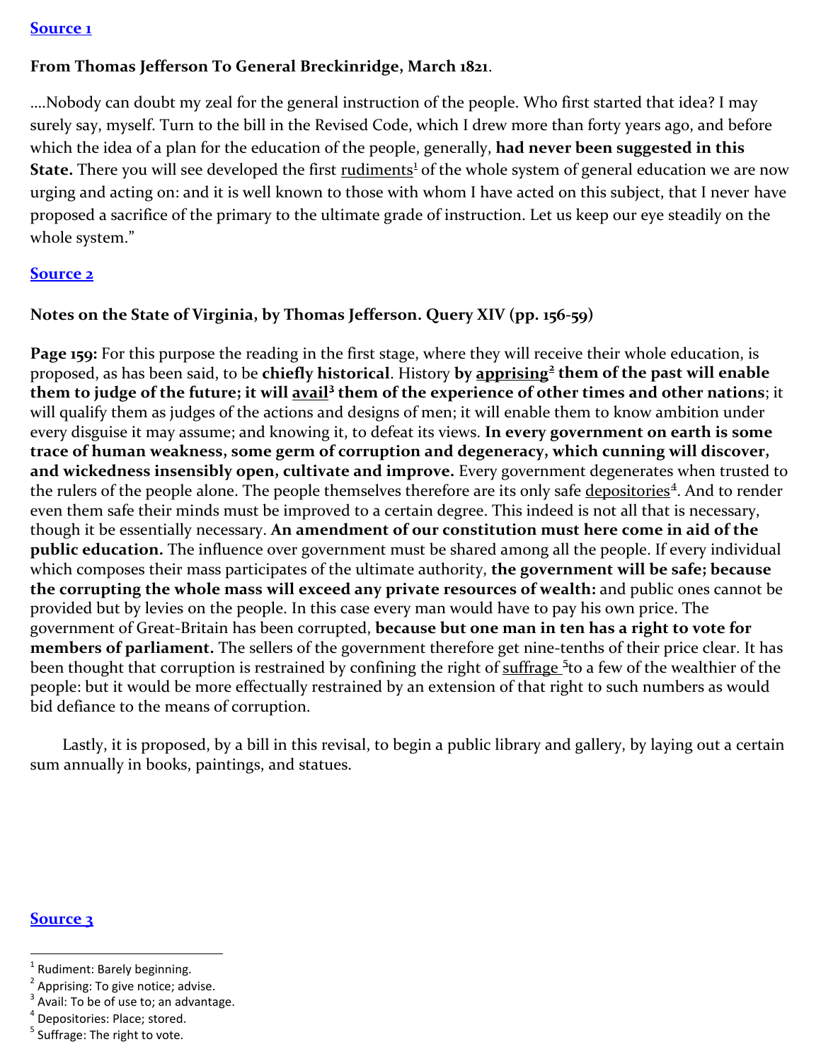**Source 1**

**From Thomas Jefferson To General Breckinridge, March 1821**.

….Nobody can doubt my zeal for the general instruction of the people. Who first started that idea? I may surely say, myself. Turn to the bill in the Revised Code, which I drew more than forty years ago, and before which the idea of a plan for the education of the people, generally, **had never been suggested in this State.** There you will see developed the first rudiments[1] of the whole system of general education we are now urging and acting on: and it is well known to those with whom I have acted on this subject, that I never have proposed a sacrifice of the primary to the ultimate grade of instruction. Let us keep our eye steadily on the whole system."

**Source 2**

**Notes on the State of Virginia, by Thomas Jefferson. Query XIV (pp. 156-59)**

**Page 159:** For this purpose the reading in the first stage, where they will receive their whole education, is proposed, as has been said, to be **chiefly historical**. History **by apprising[2] them of the past will enable them to judge of the future; it will avail[3] them of the experience of other times and other nations**; it will qualify them as judges of the actions and designs of men; it will enable them to know ambition under every disguise it may assume; and knowing it, to defeat its views. **In every government on earth is some trace of human weakness, some germ of corruption and degeneracy, which cunning will discover, and wickedness insensibly open, cultivate and improve.** Every government degenerates when trusted to the rulers of the people alone. The people themselves therefore are its only safe depositories[4]. And to render even them safe their minds must be improved to a certain degree. This indeed is not all that is necessary, though it be essentially necessary. **An amendment of our constitution must here come in aid of the public education.** The influence over government must be shared among all the people. If every individual which composes their mass participates of the ultimate authority, **the government will be safe; because the corrupting the whole mass will exceed any private resources of wealth:** and public ones cannot be provided but by levies on the people. In this case every man would have to pay his own price. The government of Great-Britain has been corrupted, **because but one man in ten has a right to vote for members of parliament.** The sellers of the government therefore get nine-tenths of their price clear. It has been thought that corruption is restrained by confining the right of suffrage [5]to a few of the wealthier of the people: but it would be more effectually restrained by an extension of that right to such numbers as would bid defiance to the means of corruption.

Lastly, it is proposed, by a bill in this revisal, to begin a public library and gallery, by laying out a certain sum annually in books, paintings, and statues.

**Source 3**

---

[1] Rudiment: Barely beginning.

[2] Apprising: To give notice; advise.

[3] Avail: To be of use to; an advantage.

[4] Depositories: Place; stored.

[5] Suffrage: The right to vote.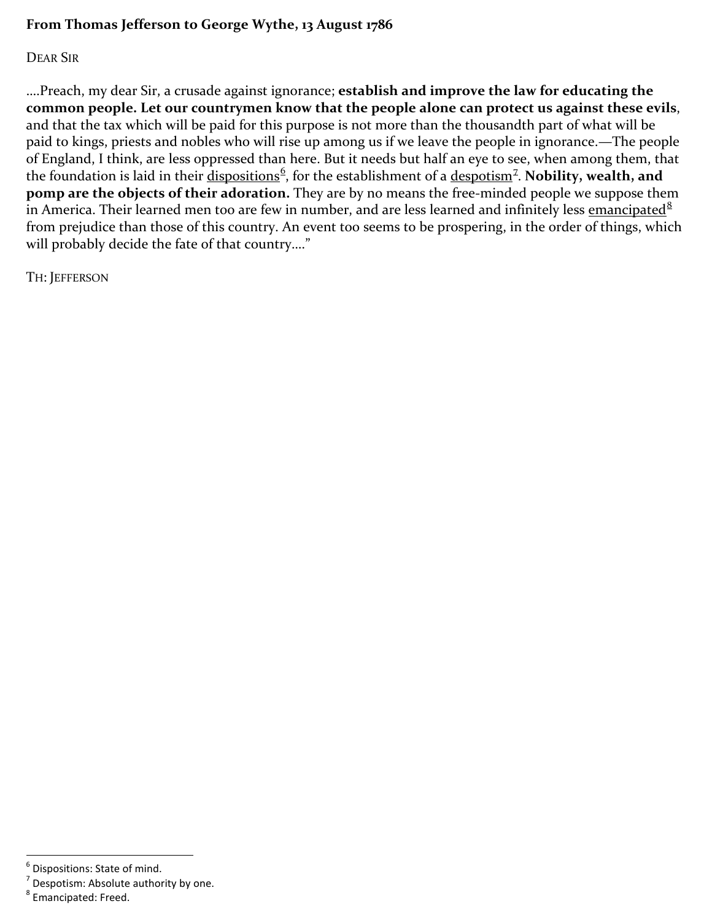**From Thomas Jefferson to George Wythe, 13 August 1786**

DEAR SIR

….Preach, my dear Sir, a crusade against ignorance; **establish and improve the law for educating the common people. Let our countrymen know that the people alone can protect us against these evils**, and that the tax which will be paid for this purpose is not more than the thousandth part of what will be paid to kings, priests and nobles who will rise up among us if we leave the people in ignorance.—The people of England, I think, are less oppressed than here. But it needs but half an eye to see, when among them, that the foundation is laid in their dispositions[6], for the establishment of a despotism[7]. **Nobility, wealth, and pomp are the objects of their adoration.** They are by no means the free-minded people we suppose them in America. Their learned men too are few in number, and are less learned and infinitely less emancipated[8] from prejudice than those of this country. An event too seems to be prospering, in the order of things, which will probably decide the fate of that country.…"

TH: JEFFERSON

[6] Dispositions: State of mind.
[7] Despotism: Absolute authority by one.
[8] Emancipated: Freed.